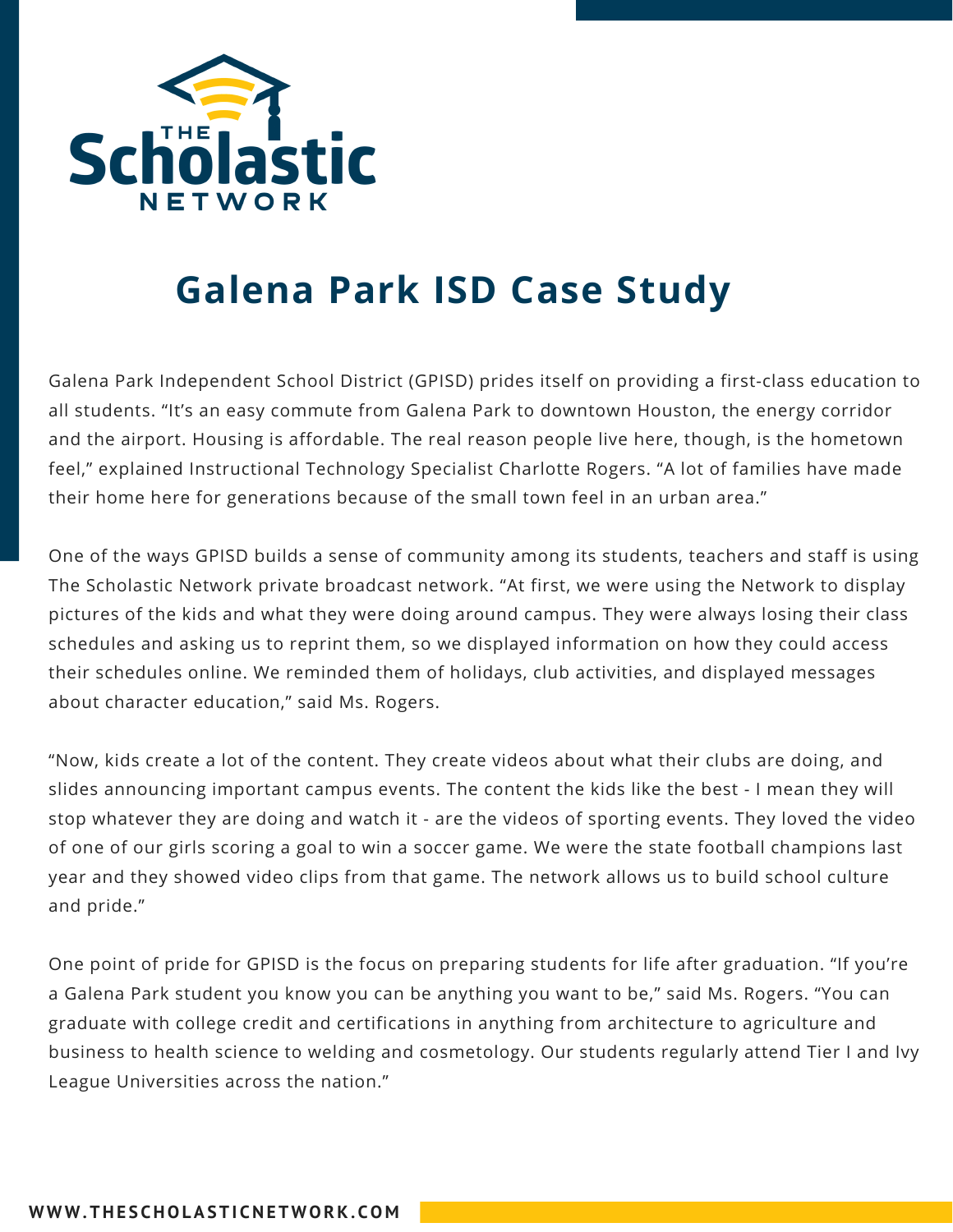# Galena Park ISD Case Study

Galena Park Independent School District (GPISD) prides itself on providing a first-class education to all students. "It's an easy commute from Galena Park to downtown Houston, the energy corridor and the airport. Housing is affordable. The real reason people live here, though, is the hometown feel," explained Instructional Technology Specialist Charlotte Rogers. "A lot of families have made their home here for generations because of the small town feel in an urban area."

One of the ways GPISD builds a sense of community among its students, teachers and staff is using The Scholastic Network private broadcast network. "At first, we were using the Network to display pictures of the kids and what they were doing around campus. They were always losing their class schedules and asking us to reprint them, so we displayed information on how they could access their schedules online. We reminded them of holidays, club activities, and displayed messages about character education," said Ms. Rogers.

"Now, kids create a lot of the content. They create videos about what their clubs are doing, and slides announcing important campus events. The content the kids like the best - I mean they will stop whatever they are doing and watch it - are the videos of sporting events. They loved the video of one of our girls scoring a goal to win a soccer game. We were the state football champions last year and they showed video clips from that game. The network allows us to build school culture and pride."

One point of pride for GPISD is the focus on preparing students for life after graduation. "If you're a Galena Park student you know you can be anything you want to be," said Ms. Rogers. "You can graduate with college credit and certifications in anything from architecture to agriculture and business to health science to welding and cosmetology. Our students regularly attend Tier I and Ivy League Universities across the nation."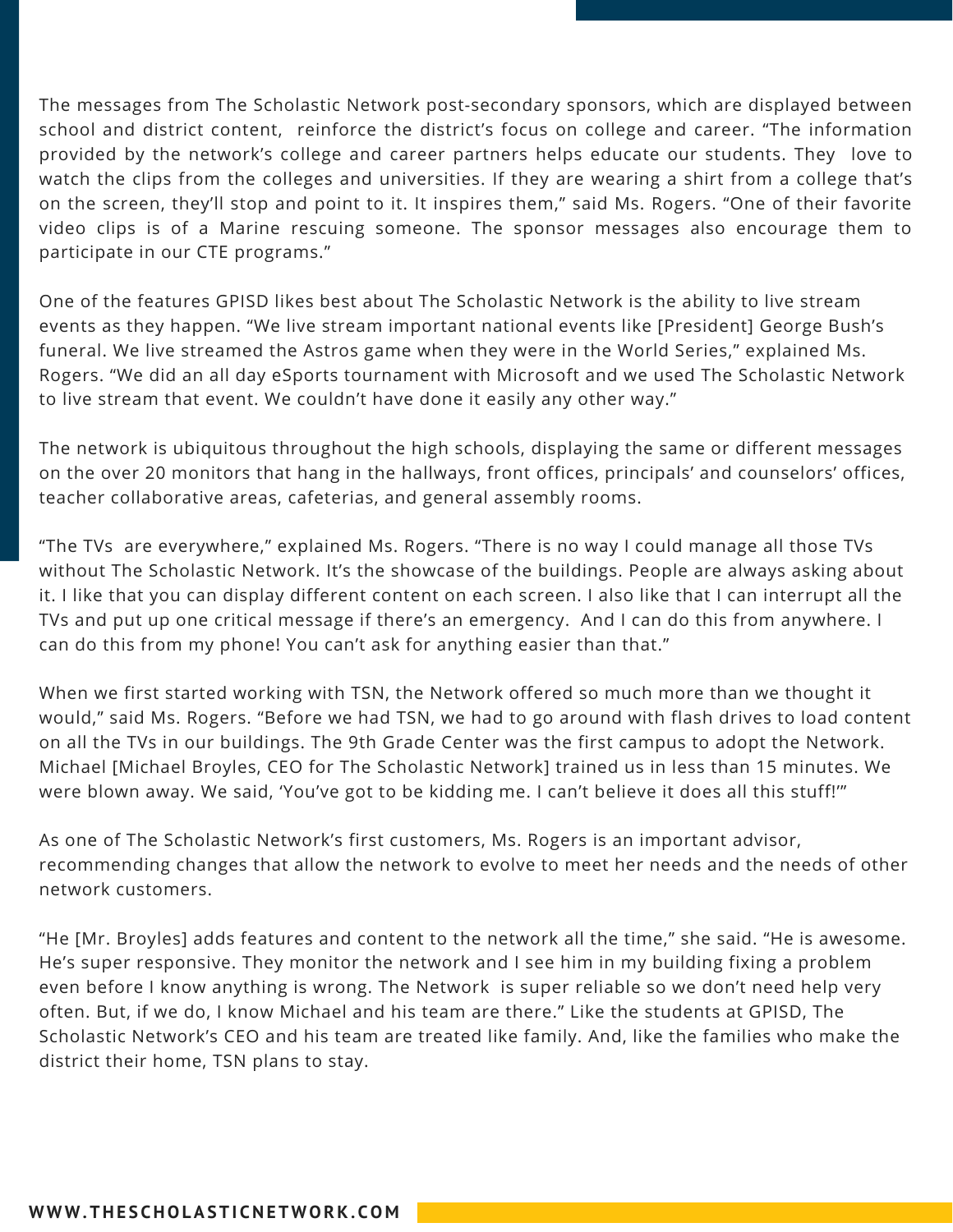The messages from The Scholastic Network post-secondary sponsors, which are displayed between school and district content, reinforce the district's focus on college and career. "The information provided by the network's college and career partners helps educate our students. They love to watch the clips from the colleges and universities. If they are wearing a shirt from a college that's on the screen, they'll stop and point to it. It inspires them," said Ms. Rogers. "One of their favorite video clips is of a Marine rescuing someone. The sponsor messages also encourage them to participate in our CTE programs."

One of the features GPISD likes best about The Scholastic Network is the ability to live stream events as they happen. "We live stream important national events like [President] George Bush's funeral. We live streamed the Astros game when they were in the World Series," explained Ms. Rogers. "We did an all day eSports tournament with Microsoft and we used The Scholastic Network to live stream that event. We couldn't have done it easily any other way."

The network is ubiquitous throughout the high schools, displaying the same or different messages on the over 20 monitors that hang in the hallways, front offices, principals' and counselors' offices, teacher collaborative areas, cafeterias, and general assembly rooms.

"The TVs are everywhere," explained Ms. Rogers. "There is no way I could manage all those TVs without The Scholastic Network. It's the showcase of the buildings. People are always asking about it. I like that you can display different content on each screen. I also like that I can interrupt all the TVs and put up one critical message if there's an emergency. And I can do this from anywhere. I can do this from my phone! You can't ask for anything easier than that."

When we first started working with TSN, the Network offered so much more than we thought it would," said Ms. Rogers. "Before we had TSN, we had to go around with flash drives to load content on all the TVs in our buildings. The 9th Grade Center was the first campus to adopt the Network. Michael [Michael Broyles, CEO for The Scholastic Network] trained us in less than 15 minutes. We were blown away. We said, 'You've got to be kidding me. I can't believe it does all this stuff!'"

As one of The Scholastic Network's first customers, Ms. Rogers is an important advisor, recommending changes that allow the network to evolve to meet her needs and the needs of other network customers.

"He [Mr. Broyles] adds features and content to the network all the time," she said. "He is awesome. He's super responsive. They monitor the network and I see him in my building fixing a problem even before I know anything is wrong. The Network is super reliable so we don't need help very often. But, if we do, I know Michael and his team are there." Like the students at GPISD, The Scholastic Network's CEO and his team are treated like family. And, like the families who make the district their home, TSN plans to stay.